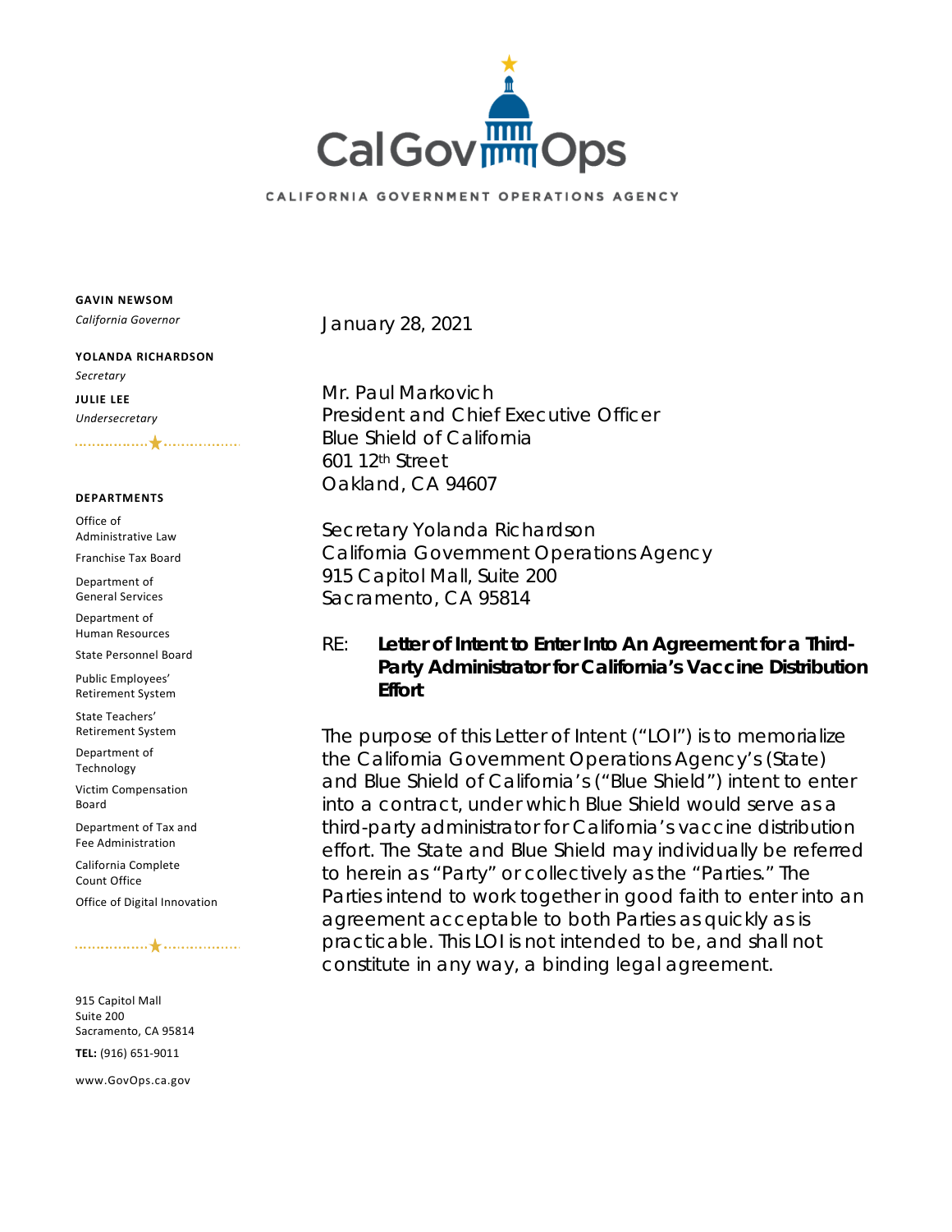# CalGovOps

CALIFORNIA GOVERNMENT OPERATIONS AGENCY

**GAVIN NEWSOM**
*California Governor*

**YOLANDA RICHARDSON**
*Secretary*

**JULIE LEE**
*Undersecretary*

**DEPARTMENTS**

Office of Administrative Law

Franchise Tax Board

Department of General Services

Department of Human Resources

State Personnel Board

Public Employees' Retirement System

State Teachers' Retirement System

Department of Technology

Victim Compensation Board

Department of Tax and Fee Administration

California Complete Count Office

Office of Digital Innovation

915 Capitol Mall
Suite 200
Sacramento, CA 95814

**TEL:** (916) 651-9011

www.GovOps.ca.gov

January 28, 2021

Mr. Paul Markovich
President and Chief Executive Officer
Blue Shield of California
601 12th Street
Oakland, CA 94607

Secretary Yolanda Richardson
California Government Operations Agency
915 Capitol Mall, Suite 200
Sacramento, CA 95814

RE: **Letter of Intent to Enter Into An Agreement for a Third-Party Administrator for California's Vaccine Distribution Effort**

The purpose of this Letter of Intent ("LOI") is to memorialize the California Government Operations Agency's (State) and Blue Shield of California's ("Blue Shield") intent to enter into a contract, under which Blue Shield would serve as a third-party administrator for California's vaccine distribution effort. The State and Blue Shield may individually be referred to herein as "Party" or collectively as the "Parties." The Parties intend to work together in good faith to enter into an agreement acceptable to both Parties as quickly as is practicable. This LOI is not intended to be, and shall not constitute in any way, a binding legal agreement.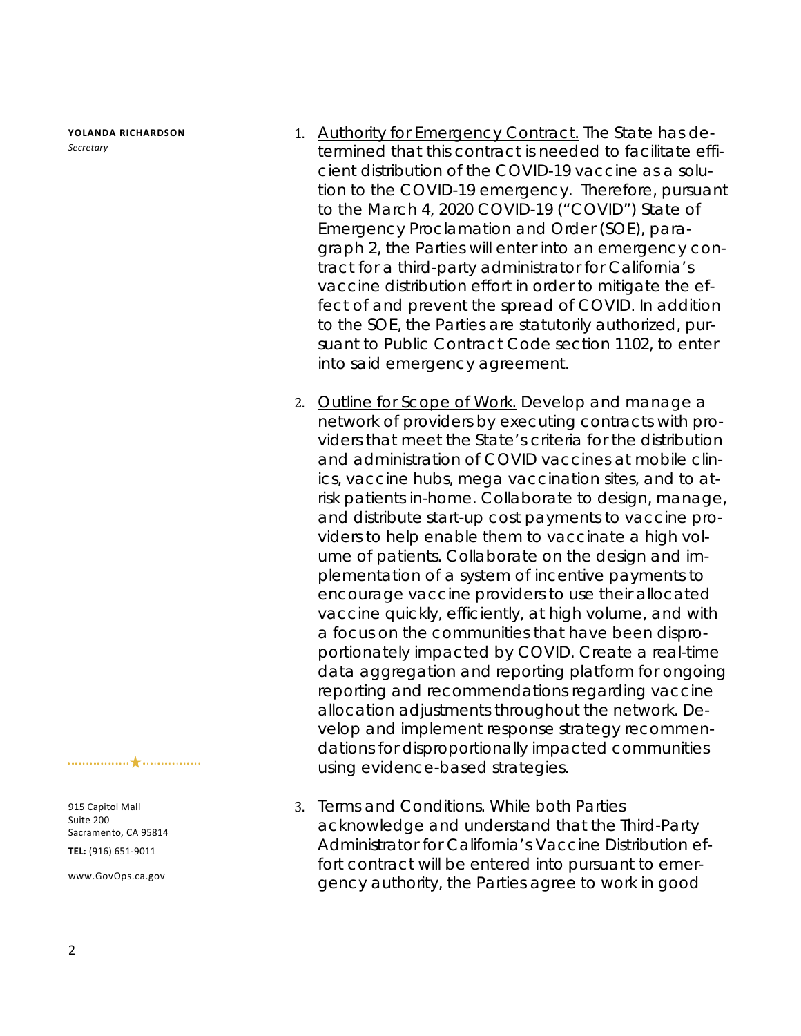**YOLANDA RICHARDSON**
*Secretary*

1. Authority for Emergency Contract. The State has determined that this contract is needed to facilitate efficient distribution of the COVID-19 vaccine as a solution to the COVID-19 emergency. Therefore, pursuant to the March 4, 2020 COVID-19 ("COVID") State of Emergency Proclamation and Order (SOE), paragraph 2, the Parties will enter into an emergency contract for a third-party administrator for California's vaccine distribution effort in order to mitigate the effect of and prevent the spread of COVID. In addition to the SOE, the Parties are statutorily authorized, pursuant to Public Contract Code section 1102, to enter into said emergency agreement.

2. Outline for Scope of Work. Develop and manage a network of providers by executing contracts with providers that meet the State's criteria for the distribution and administration of COVID vaccines at mobile clinics, vaccine hubs, mega vaccination sites, and to at-risk patients in-home. Collaborate to design, manage, and distribute start-up cost payments to vaccine providers to help enable them to vaccinate a high volume of patients. Collaborate on the design and implementation of a system of incentive payments to encourage vaccine providers to use their allocated vaccine quickly, efficiently, at high volume, and with a focus on the communities that have been disproportionately impacted by COVID. Create a real-time data aggregation and reporting platform for ongoing reporting and recommendations regarding vaccine allocation adjustments throughout the network. Develop and implement response strategy recommendations for disproportionally impacted communities using evidence-based strategies.

3. Terms and Conditions. While both Parties acknowledge and understand that the Third-Party Administrator for California's Vaccine Distribution effort contract will be entered into pursuant to emergency authority, the Parties agree to work in good

915 Capitol Mall
Suite 200
Sacramento, CA 95814
**TEL:** (916) 651-9011
www.GovOps.ca.gov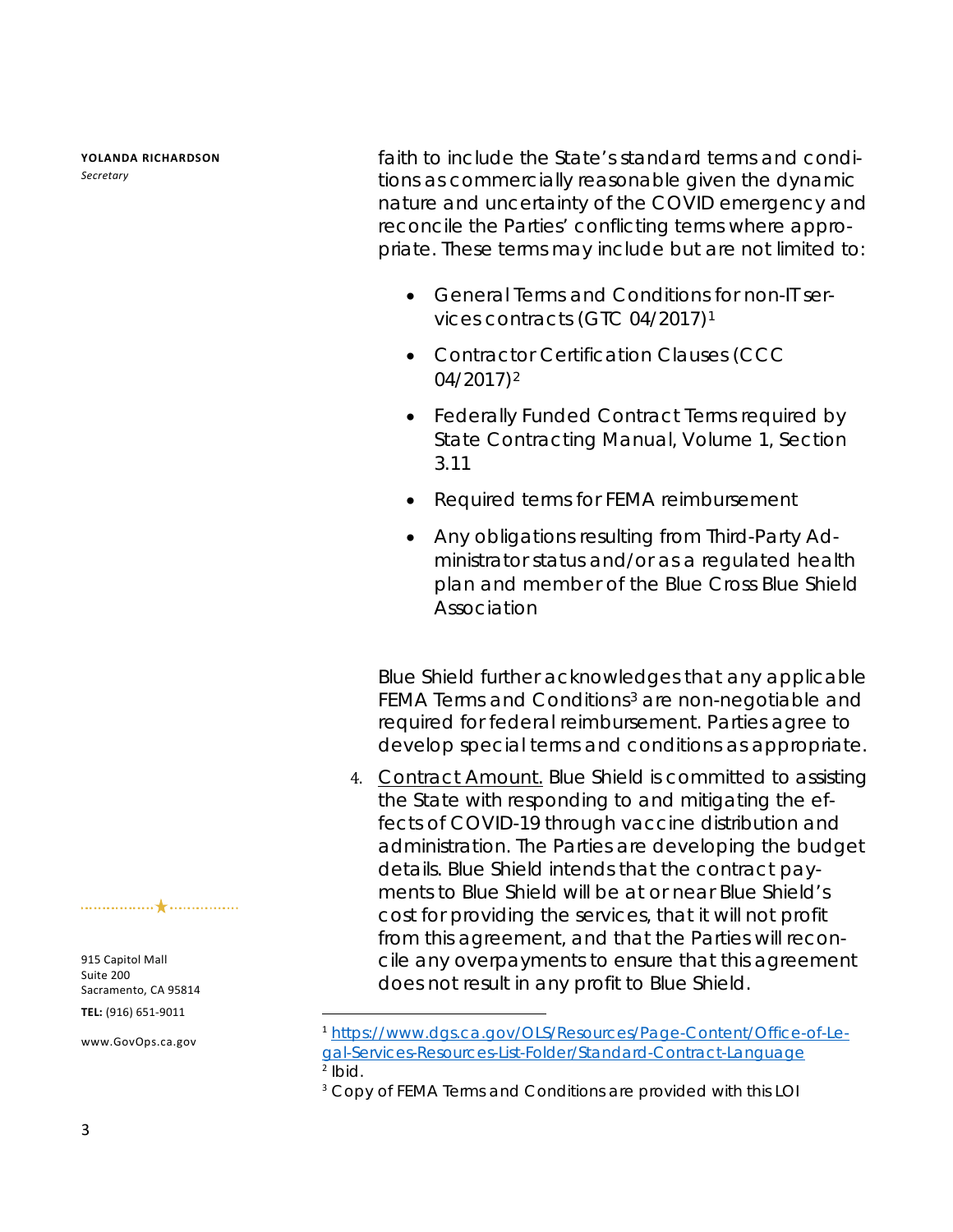faith to include the State's standard terms and conditions as commercially reasonable given the dynamic nature and uncertainty of the COVID emergency and reconcile the Parties' conflicting terms where appropriate. These terms may include but are not limited to:

- General Terms and Conditions for non-IT services contracts (GTC 04/2017)[1]
- Contractor Certification Clauses (CCC 04/2017)[2]
- Federally Funded Contract Terms required by State Contracting Manual, Volume 1, Section 3.11
- Required terms for FEMA reimbursement
- Any obligations resulting from Third-Party Administrator status and/or as a regulated health plan and member of the Blue Cross Blue Shield Association

Blue Shield further acknowledges that any applicable FEMA Terms and Conditions[3] are non-negotiable and required for federal reimbursement. Parties agree to develop special terms and conditions as appropriate.

4. Contract Amount. Blue Shield is committed to assisting the State with responding to and mitigating the effects of COVID-19 through vaccine distribution and administration. The Parties are developing the budget details. Blue Shield intends that the contract payments to Blue Shield will be at or near Blue Shield's cost for providing the services, that it will not profit from this agreement, and that the Parties will reconcile any overpayments to ensure that this agreement does not result in any profit to Blue Shield.

---

[1] https://www.dgs.ca.gov/OLS/Resources/Page-Content/Office-of-Legal-Services-Resources-List-Folder/Standard-Contract-Language

[2] Ibid.

[3] Copy of FEMA Terms and Conditions are provided with this LOI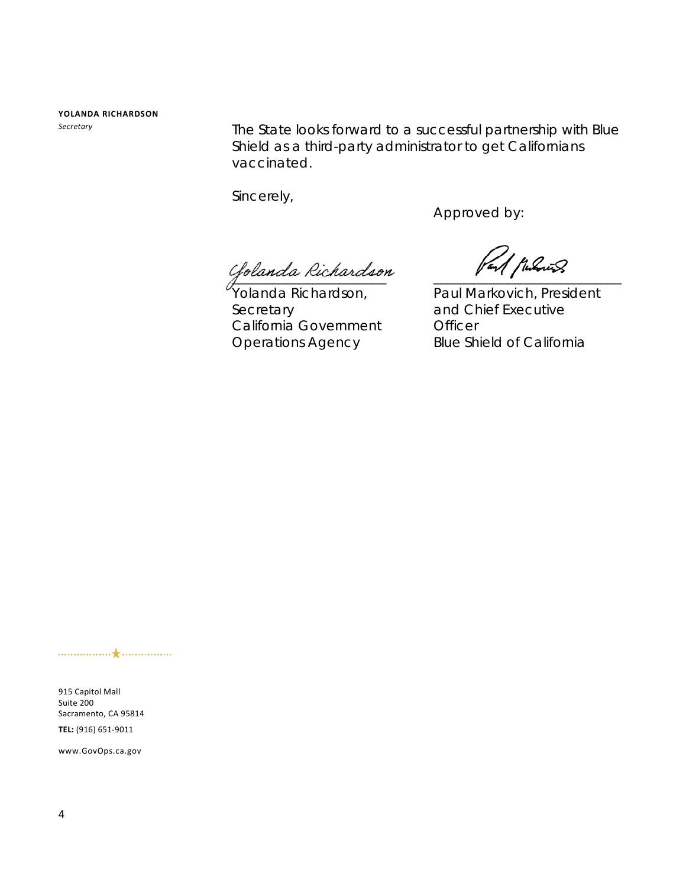**YOLANDA RICHARDSON**
*Secretary*

The State looks forward to a successful partnership with Blue Shield as a third-party administrator to get Californians vaccinated.

Sincerely,

Approved by:

| | |
|---|---|
| Yolanda Richardson, Secretary California Government Operations Agency | Paul Markovich, President and Chief Executive Officer Blue Shield of California |

915 Capitol Mall
Suite 200
Sacramento, CA 95814

**TEL:** (916) 651-9011

www.GovOps.ca.gov